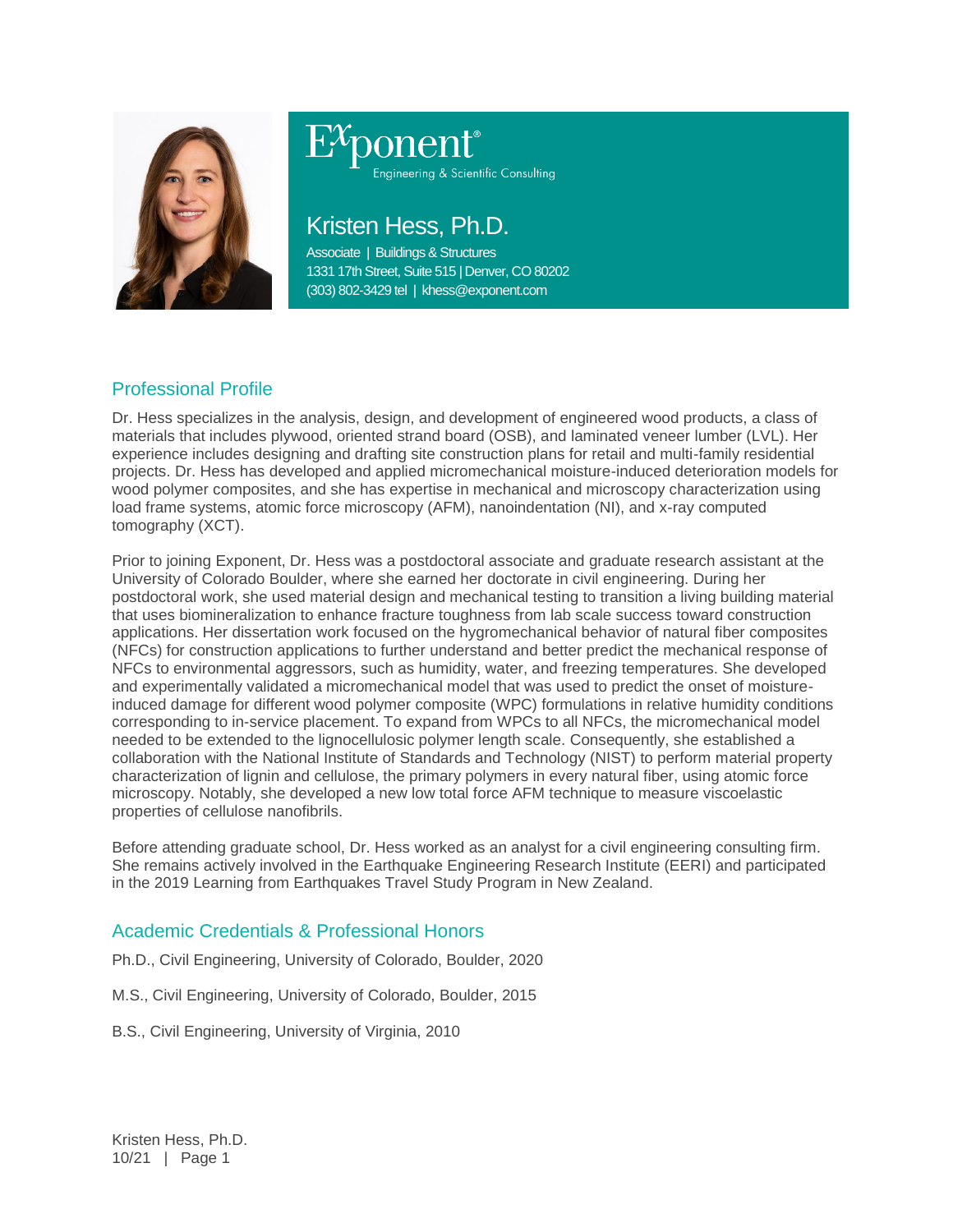Exponent
Engineering & Scientific Consulting

# Kristen Hess, Ph.D.

Associate | Buildings & Structures
1331 17th Street, Suite 515 | Denver, CO 80202
(303) 802-3429 tel | khess@exponent.com

## Professional Profile

Dr. Hess specializes in the analysis, design, and development of engineered wood products, a class of materials that includes plywood, oriented strand board (OSB), and laminated veneer lumber (LVL). Her experience includes designing and drafting site construction plans for retail and multi-family residential projects. Dr. Hess has developed and applied micromechanical moisture-induced deterioration models for wood polymer composites, and she has expertise in mechanical and microscopy characterization using load frame systems, atomic force microscopy (AFM), nanoindentation (NI), and x-ray computed tomography (XCT).

Prior to joining Exponent, Dr. Hess was a postdoctoral associate and graduate research assistant at the University of Colorado Boulder, where she earned her doctorate in civil engineering. During her postdoctoral work, she used material design and mechanical testing to transition a living building material that uses biomineralization to enhance fracture toughness from lab scale success toward construction applications. Her dissertation work focused on the hygromechanical behavior of natural fiber composites (NFCs) for construction applications to further understand and better predict the mechanical response of NFCs to environmental aggressors, such as humidity, water, and freezing temperatures. She developed and experimentally validated a micromechanical model that was used to predict the onset of moisture-induced damage for different wood polymer composite (WPC) formulations in relative humidity conditions corresponding to in-service placement. To expand from WPCs to all NFCs, the micromechanical model needed to be extended to the lignocellulosic polymer length scale. Consequently, she established a collaboration with the National Institute of Standards and Technology (NIST) to perform material property characterization of lignin and cellulose, the primary polymers in every natural fiber, using atomic force microscopy. Notably, she developed a new low total force AFM technique to measure viscoelastic properties of cellulose nanofibrils.

Before attending graduate school, Dr. Hess worked as an analyst for a civil engineering consulting firm. She remains actively involved in the Earthquake Engineering Research Institute (EERI) and participated in the 2019 Learning from Earthquakes Travel Study Program in New Zealand.

## Academic Credentials & Professional Honors

Ph.D., Civil Engineering, University of Colorado, Boulder, 2020

M.S., Civil Engineering, University of Colorado, Boulder, 2015

B.S., Civil Engineering, University of Virginia, 2010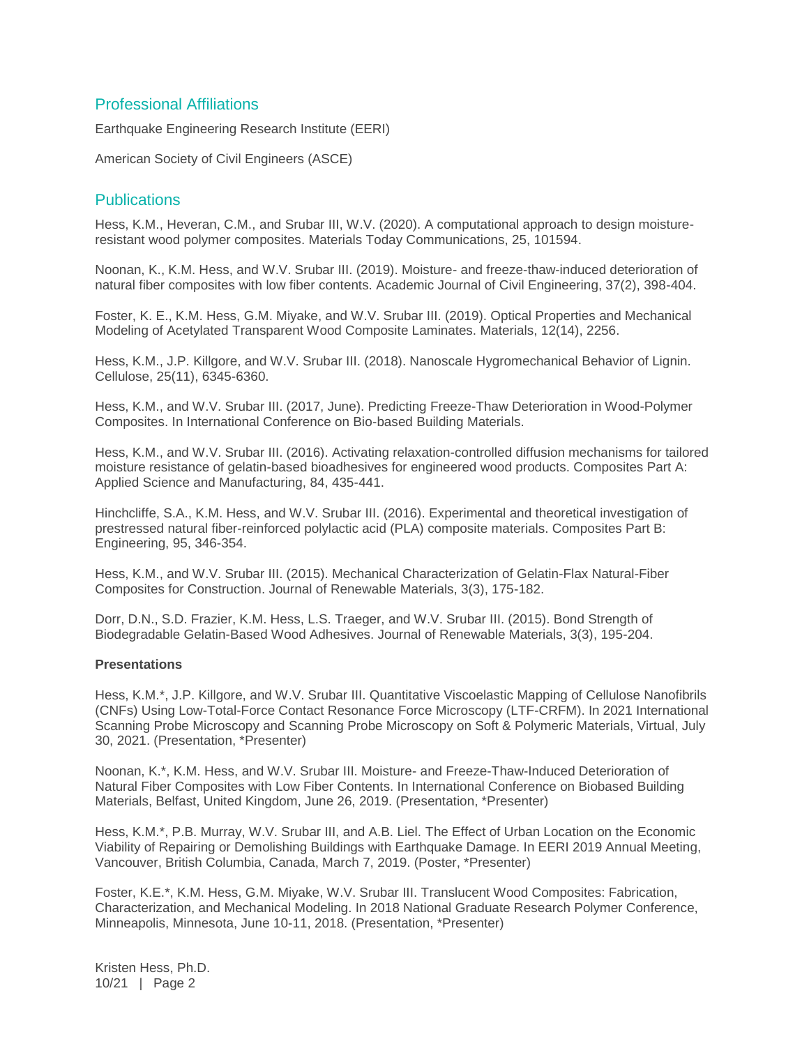## Professional Affiliations

Earthquake Engineering Research Institute (EERI)

American Society of Civil Engineers (ASCE)

## Publications

Hess, K.M., Heveran, C.M., and Srubar III, W.V. (2020). A computational approach to design moisture-resistant wood polymer composites. Materials Today Communications, 25, 101594.

Noonan, K., K.M. Hess, and W.V. Srubar III. (2019). Moisture- and freeze-thaw-induced deterioration of natural fiber composites with low fiber contents. Academic Journal of Civil Engineering, 37(2), 398-404.

Foster, K. E., K.M. Hess, G.M. Miyake, and W.V. Srubar III. (2019). Optical Properties and Mechanical Modeling of Acetylated Transparent Wood Composite Laminates. Materials, 12(14), 2256.

Hess, K.M., J.P. Killgore, and W.V. Srubar III. (2018). Nanoscale Hygromechanical Behavior of Lignin. Cellulose, 25(11), 6345-6360.

Hess, K.M., and W.V. Srubar III. (2017, June). Predicting Freeze-Thaw Deterioration in Wood-Polymer Composites. In International Conference on Bio-based Building Materials.

Hess, K.M., and W.V. Srubar III. (2016). Activating relaxation-controlled diffusion mechanisms for tailored moisture resistance of gelatin-based bioadhesives for engineered wood products. Composites Part A: Applied Science and Manufacturing, 84, 435-441.

Hinchcliffe, S.A., K.M. Hess, and W.V. Srubar III. (2016). Experimental and theoretical investigation of prestressed natural fiber-reinforced polylactic acid (PLA) composite materials. Composites Part B: Engineering, 95, 346-354.

Hess, K.M., and W.V. Srubar III. (2015). Mechanical Characterization of Gelatin-Flax Natural-Fiber Composites for Construction. Journal of Renewable Materials, 3(3), 175-182.

Dorr, D.N., S.D. Frazier, K.M. Hess, L.S. Traeger, and W.V. Srubar III. (2015). Bond Strength of Biodegradable Gelatin-Based Wood Adhesives. Journal of Renewable Materials, 3(3), 195-204.

**Presentations**

Hess, K.M.*, J.P. Killgore, and W.V. Srubar III. Quantitative Viscoelastic Mapping of Cellulose Nanofibrils (CNFs) Using Low-Total-Force Contact Resonance Force Microscopy (LTF-CRFM). In 2021 International Scanning Probe Microscopy and Scanning Probe Microscopy on Soft & Polymeric Materials, Virtual, July 30, 2021. (Presentation, *Presenter)

Noonan, K.*, K.M. Hess, and W.V. Srubar III. Moisture- and Freeze-Thaw-Induced Deterioration of Natural Fiber Composites with Low Fiber Contents. In International Conference on Biobased Building Materials, Belfast, United Kingdom, June 26, 2019. (Presentation, *Presenter)

Hess, K.M.*, P.B. Murray, W.V. Srubar III, and A.B. Liel. The Effect of Urban Location on the Economic Viability of Repairing or Demolishing Buildings with Earthquake Damage. In EERI 2019 Annual Meeting, Vancouver, British Columbia, Canada, March 7, 2019. (Poster, *Presenter)

Foster, K.E.*, K.M. Hess, G.M. Miyake, W.V. Srubar III. Translucent Wood Composites: Fabrication, Characterization, and Mechanical Modeling. In 2018 National Graduate Research Polymer Conference, Minneapolis, Minnesota, June 10-11, 2018. (Presentation, *Presenter)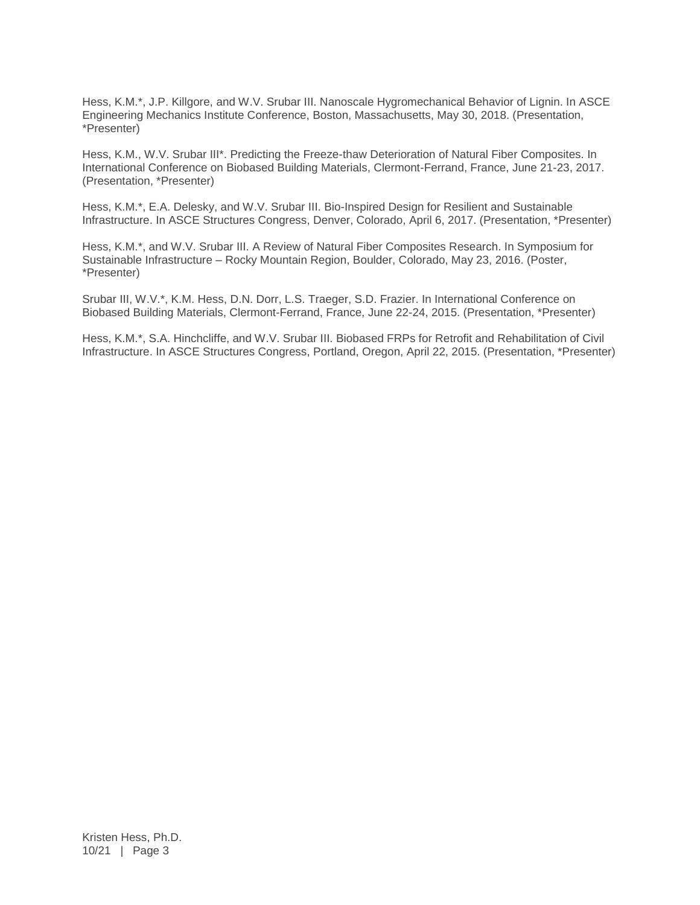Hess, K.M.*, J.P. Killgore, and W.V. Srubar III. Nanoscale Hygromechanical Behavior of Lignin. In ASCE Engineering Mechanics Institute Conference, Boston, Massachusetts, May 30, 2018. (Presentation, *Presenter)

Hess, K.M., W.V. Srubar III*. Predicting the Freeze-thaw Deterioration of Natural Fiber Composites. In International Conference on Biobased Building Materials, Clermont-Ferrand, France, June 21-23, 2017. (Presentation, *Presenter)

Hess, K.M.*, E.A. Delesky, and W.V. Srubar III. Bio-Inspired Design for Resilient and Sustainable Infrastructure. In ASCE Structures Congress, Denver, Colorado, April 6, 2017. (Presentation, *Presenter)

Hess, K.M.*, and W.V. Srubar III. A Review of Natural Fiber Composites Research. In Symposium for Sustainable Infrastructure – Rocky Mountain Region, Boulder, Colorado, May 23, 2016. (Poster, *Presenter)

Srubar III, W.V.*, K.M. Hess, D.N. Dorr, L.S. Traeger, S.D. Frazier. In International Conference on Biobased Building Materials, Clermont-Ferrand, France, June 22-24, 2015. (Presentation, *Presenter)

Hess, K.M.*, S.A. Hinchcliffe, and W.V. Srubar III. Biobased FRPs for Retrofit and Rehabilitation of Civil Infrastructure. In ASCE Structures Congress, Portland, Oregon, April 22, 2015. (Presentation, *Presenter)